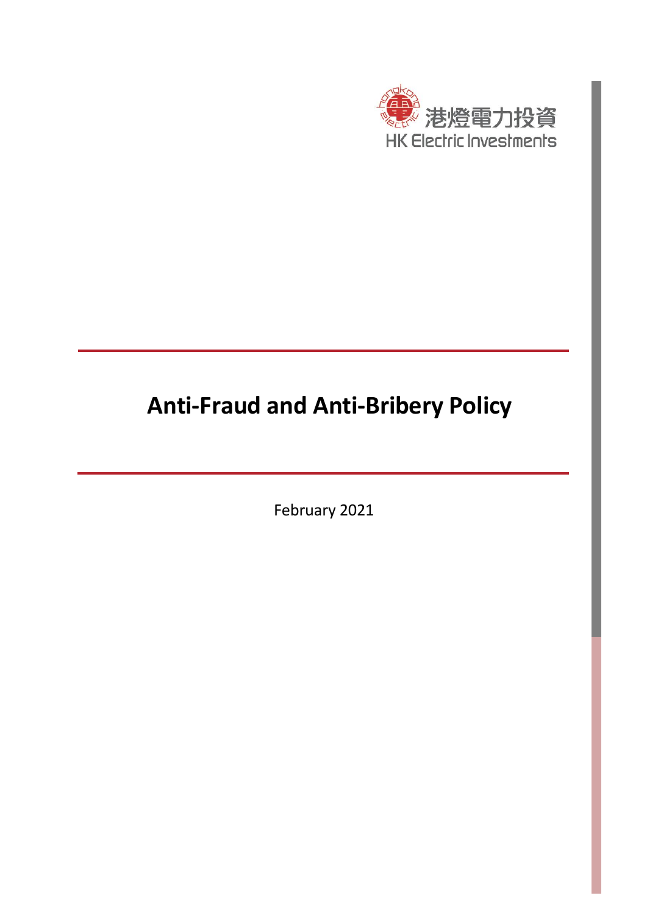港燈電力投資

HK Electric Investments

# Anti-Fraud and Anti-Bribery Policy

February 2021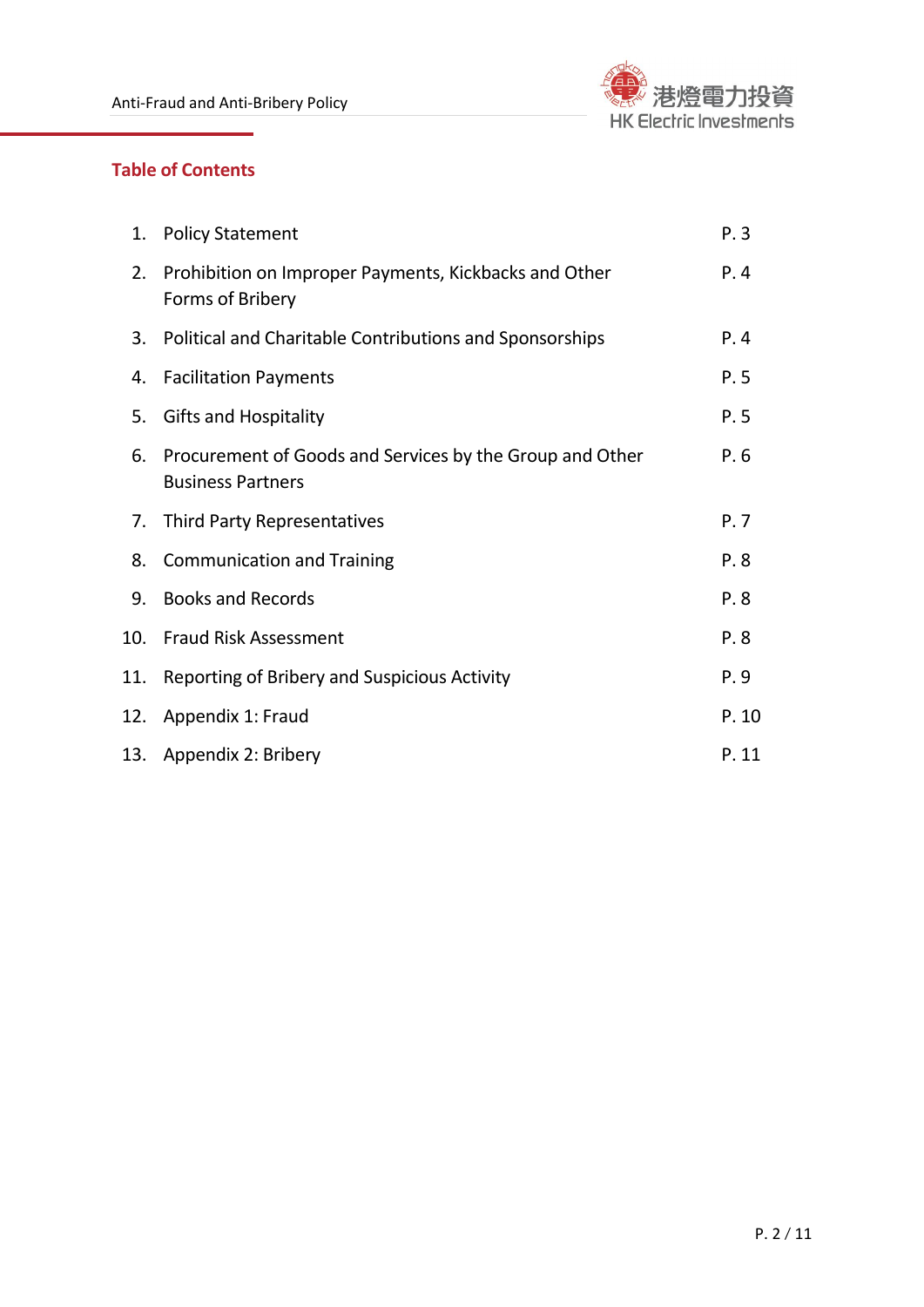## Table of Contents

| | | |
|---|---|---|
| 1. | Policy Statement | P. 3 |
| 2. | Prohibition on Improper Payments, Kickbacks and Other Forms of Bribery | P. 4 |
| 3. | Political and Charitable Contributions and Sponsorships | P. 4 |
| 4. | Facilitation Payments | P. 5 |
| 5. | Gifts and Hospitality | P. 5 |
| 6. | Procurement of Goods and Services by the Group and Other Business Partners | P. 6 |
| 7. | Third Party Representatives | P. 7 |
| 8. | Communication and Training | P. 8 |
| 9. | Books and Records | P. 8 |
| 10. | Fraud Risk Assessment | P. 8 |
| 11. | Reporting of Bribery and Suspicious Activity | P. 9 |
| 12. | Appendix 1: Fraud | P. 10 |
| 13. | Appendix 2: Bribery | P. 11 |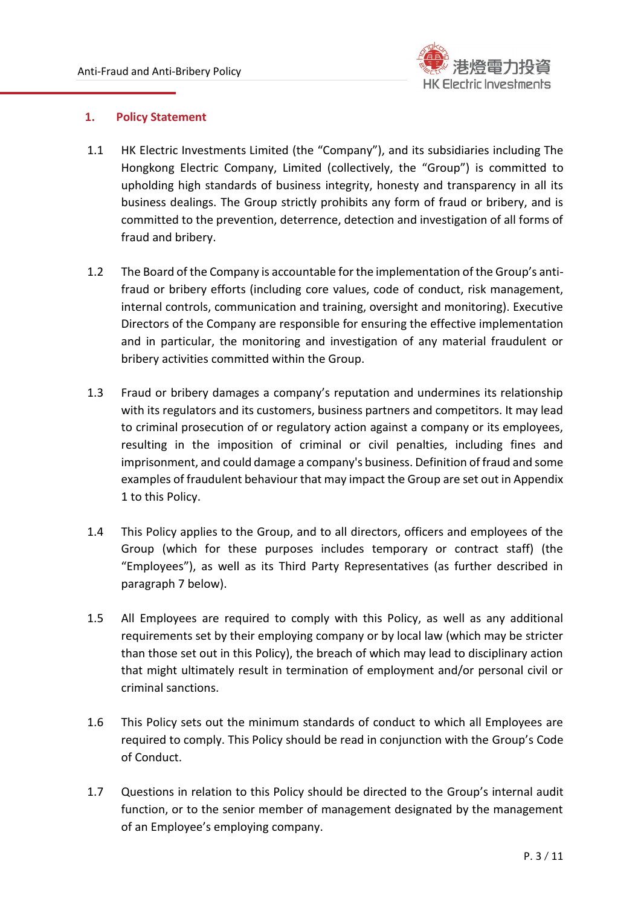## 1. Policy Statement

1.1 HK Electric Investments Limited (the "Company"), and its subsidiaries including The Hongkong Electric Company, Limited (collectively, the "Group") is committed to upholding high standards of business integrity, honesty and transparency in all its business dealings. The Group strictly prohibits any form of fraud or bribery, and is committed to the prevention, deterrence, detection and investigation of all forms of fraud and bribery.

1.2 The Board of the Company is accountable for the implementation of the Group's anti-fraud or bribery efforts (including core values, code of conduct, risk management, internal controls, communication and training, oversight and monitoring). Executive Directors of the Company are responsible for ensuring the effective implementation and in particular, the monitoring and investigation of any material fraudulent or bribery activities committed within the Group.

1.3 Fraud or bribery damages a company's reputation and undermines its relationship with its regulators and its customers, business partners and competitors. It may lead to criminal prosecution of or regulatory action against a company or its employees, resulting in the imposition of criminal or civil penalties, including fines and imprisonment, and could damage a company's business. Definition of fraud and some examples of fraudulent behaviour that may impact the Group are set out in Appendix 1 to this Policy.

1.4 This Policy applies to the Group, and to all directors, officers and employees of the Group (which for these purposes includes temporary or contract staff) (the "Employees"), as well as its Third Party Representatives (as further described in paragraph 7 below).

1.5 All Employees are required to comply with this Policy, as well as any additional requirements set by their employing company or by local law (which may be stricter than those set out in this Policy), the breach of which may lead to disciplinary action that might ultimately result in termination of employment and/or personal civil or criminal sanctions.

1.6 This Policy sets out the minimum standards of conduct to which all Employees are required to comply. This Policy should be read in conjunction with the Group's Code of Conduct.

1.7 Questions in relation to this Policy should be directed to the Group's internal audit function, or to the senior member of management designated by the management of an Employee's employing company.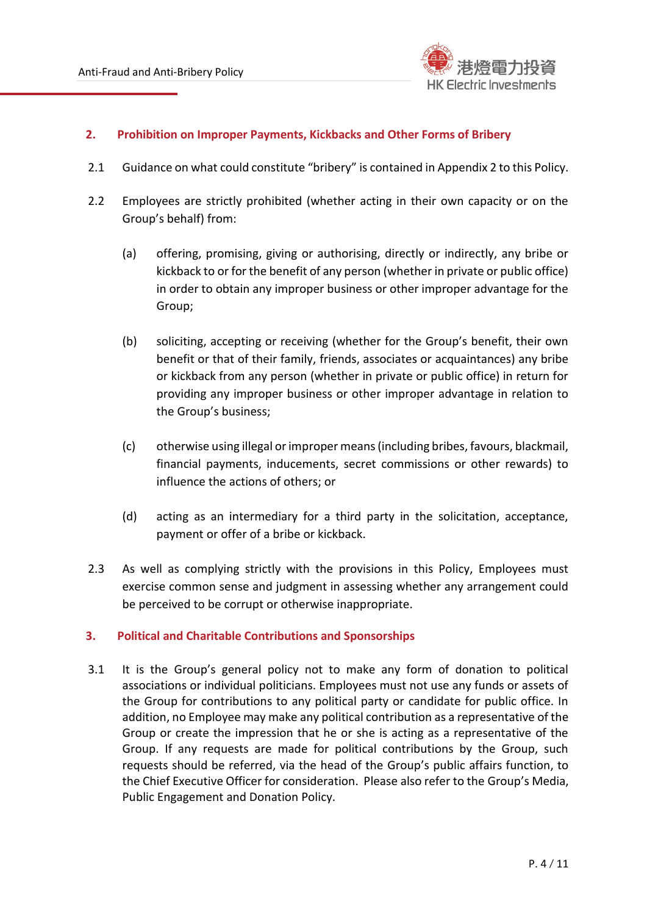## 2. Prohibition on Improper Payments, Kickbacks and Other Forms of Bribery

2.1 Guidance on what could constitute "bribery" is contained in Appendix 2 to this Policy.

2.2 Employees are strictly prohibited (whether acting in their own capacity or on the Group's behalf) from:

(a) offering, promising, giving or authorising, directly or indirectly, any bribe or kickback to or for the benefit of any person (whether in private or public office) in order to obtain any improper business or other improper advantage for the Group;

(b) soliciting, accepting or receiving (whether for the Group's benefit, their own benefit or that of their family, friends, associates or acquaintances) any bribe or kickback from any person (whether in private or public office) in return for providing any improper business or other improper advantage in relation to the Group's business;

(c) otherwise using illegal or improper means (including bribes, favours, blackmail, financial payments, inducements, secret commissions or other rewards) to influence the actions of others; or

(d) acting as an intermediary for a third party in the solicitation, acceptance, payment or offer of a bribe or kickback.

2.3 As well as complying strictly with the provisions in this Policy, Employees must exercise common sense and judgment in assessing whether any arrangement could be perceived to be corrupt or otherwise inappropriate.

## 3. Political and Charitable Contributions and Sponsorships

3.1 It is the Group's general policy not to make any form of donation to political associations or individual politicians. Employees must not use any funds or assets of the Group for contributions to any political party or candidate for public office. In addition, no Employee may make any political contribution as a representative of the Group or create the impression that he or she is acting as a representative of the Group. If any requests are made for political contributions by the Group, such requests should be referred, via the head of the Group's public affairs function, to the Chief Executive Officer for consideration. Please also refer to the Group's Media, Public Engagement and Donation Policy.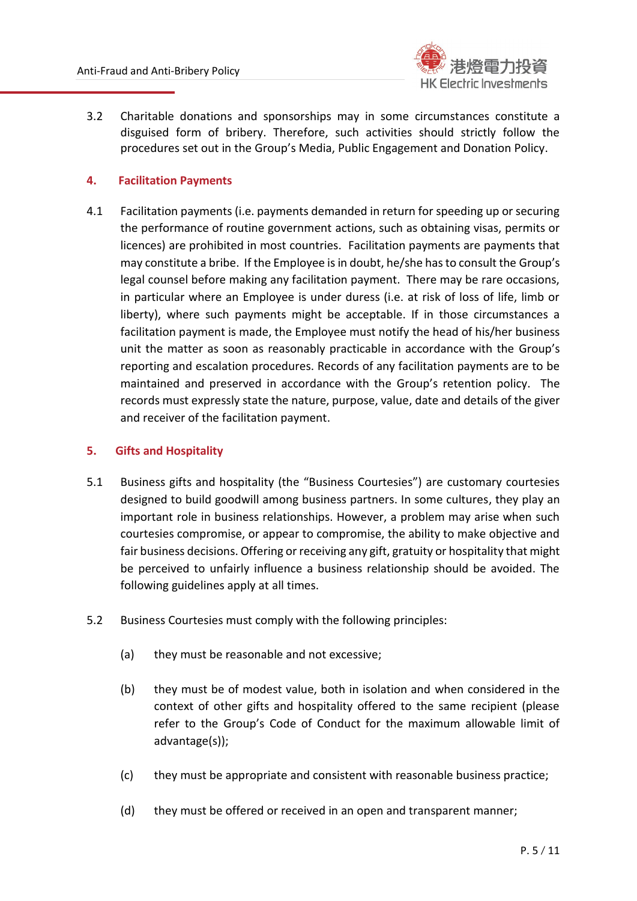3.2 Charitable donations and sponsorships may in some circumstances constitute a disguised form of bribery. Therefore, such activities should strictly follow the procedures set out in the Group's Media, Public Engagement and Donation Policy.

## 4. Facilitation Payments

4.1 Facilitation payments (i.e. payments demanded in return for speeding up or securing the performance of routine government actions, such as obtaining visas, permits or licences) are prohibited in most countries. Facilitation payments are payments that may constitute a bribe. If the Employee is in doubt, he/she has to consult the Group's legal counsel before making any facilitation payment. There may be rare occasions, in particular where an Employee is under duress (i.e. at risk of loss of life, limb or liberty), where such payments might be acceptable. If in those circumstances a facilitation payment is made, the Employee must notify the head of his/her business unit the matter as soon as reasonably practicable in accordance with the Group's reporting and escalation procedures. Records of any facilitation payments are to be maintained and preserved in accordance with the Group's retention policy. The records must expressly state the nature, purpose, value, date and details of the giver and receiver of the facilitation payment.

## 5. Gifts and Hospitality

5.1 Business gifts and hospitality (the "Business Courtesies") are customary courtesies designed to build goodwill among business partners. In some cultures, they play an important role in business relationships. However, a problem may arise when such courtesies compromise, or appear to compromise, the ability to make objective and fair business decisions. Offering or receiving any gift, gratuity or hospitality that might be perceived to unfairly influence a business relationship should be avoided. The following guidelines apply at all times.

5.2 Business Courtesies must comply with the following principles:

(a) they must be reasonable and not excessive;

(b) they must be of modest value, both in isolation and when considered in the context of other gifts and hospitality offered to the same recipient (please refer to the Group's Code of Conduct for the maximum allowable limit of advantage(s));

(c) they must be appropriate and consistent with reasonable business practice;

(d) they must be offered or received in an open and transparent manner;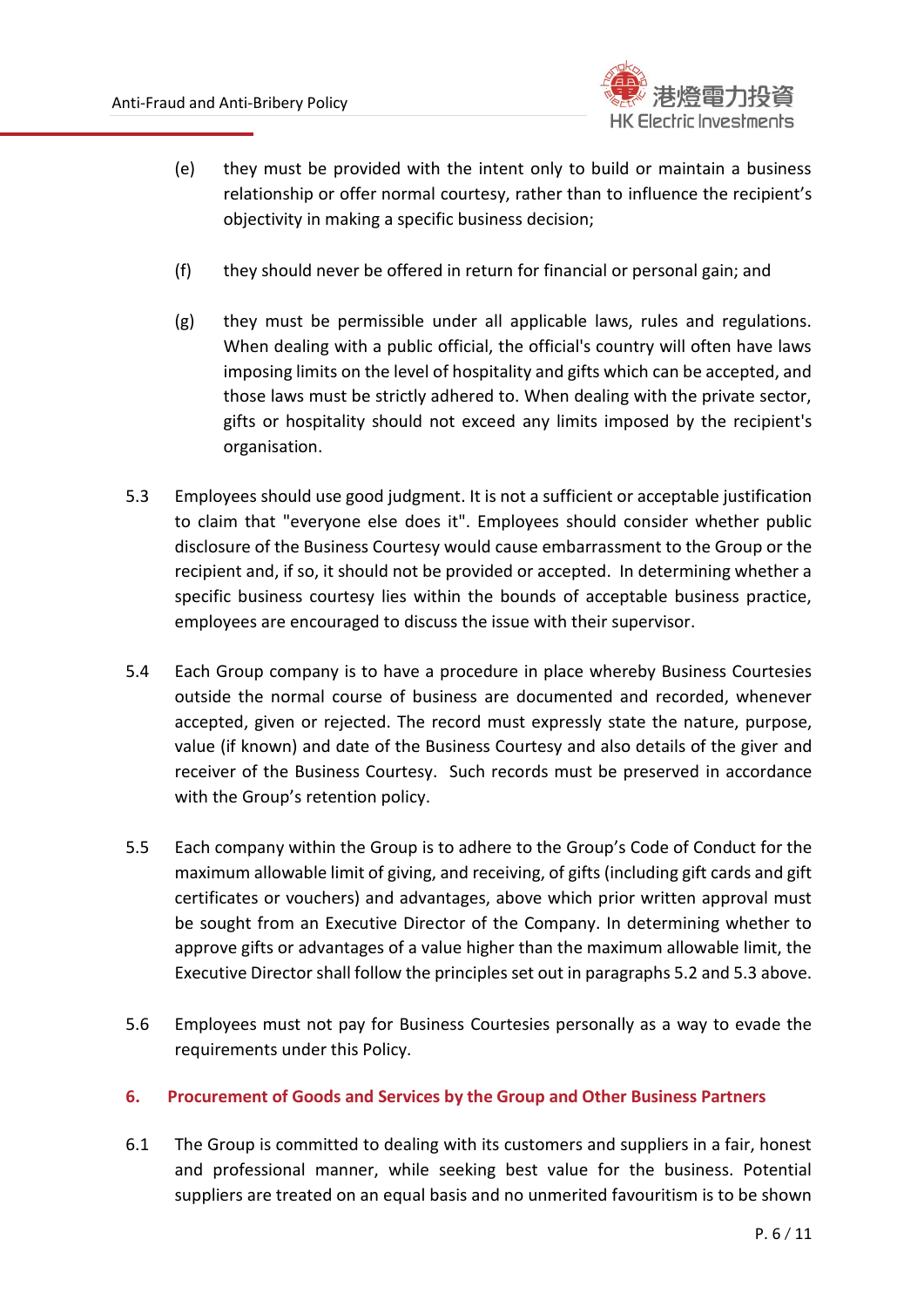(e) they must be provided with the intent only to build or maintain a business relationship or offer normal courtesy, rather than to influence the recipient's objectivity in making a specific business decision;

(f) they should never be offered in return for financial or personal gain; and

(g) they must be permissible under all applicable laws, rules and regulations. When dealing with a public official, the official's country will often have laws imposing limits on the level of hospitality and gifts which can be accepted, and those laws must be strictly adhered to. When dealing with the private sector, gifts or hospitality should not exceed any limits imposed by the recipient's organisation.

5.3 Employees should use good judgment. It is not a sufficient or acceptable justification to claim that "everyone else does it". Employees should consider whether public disclosure of the Business Courtesy would cause embarrassment to the Group or the recipient and, if so, it should not be provided or accepted. In determining whether a specific business courtesy lies within the bounds of acceptable business practice, employees are encouraged to discuss the issue with their supervisor.

5.4 Each Group company is to have a procedure in place whereby Business Courtesies outside the normal course of business are documented and recorded, whenever accepted, given or rejected. The record must expressly state the nature, purpose, value (if known) and date of the Business Courtesy and also details of the giver and receiver of the Business Courtesy. Such records must be preserved in accordance with the Group's retention policy.

5.5 Each company within the Group is to adhere to the Group's Code of Conduct for the maximum allowable limit of giving, and receiving, of gifts (including gift cards and gift certificates or vouchers) and advantages, above which prior written approval must be sought from an Executive Director of the Company. In determining whether to approve gifts or advantages of a value higher than the maximum allowable limit, the Executive Director shall follow the principles set out in paragraphs 5.2 and 5.3 above.

5.6 Employees must not pay for Business Courtesies personally as a way to evade the requirements under this Policy.

## 6. Procurement of Goods and Services by the Group and Other Business Partners

6.1 The Group is committed to dealing with its customers and suppliers in a fair, honest and professional manner, while seeking best value for the business. Potential suppliers are treated on an equal basis and no unmerited favouritism is to be shown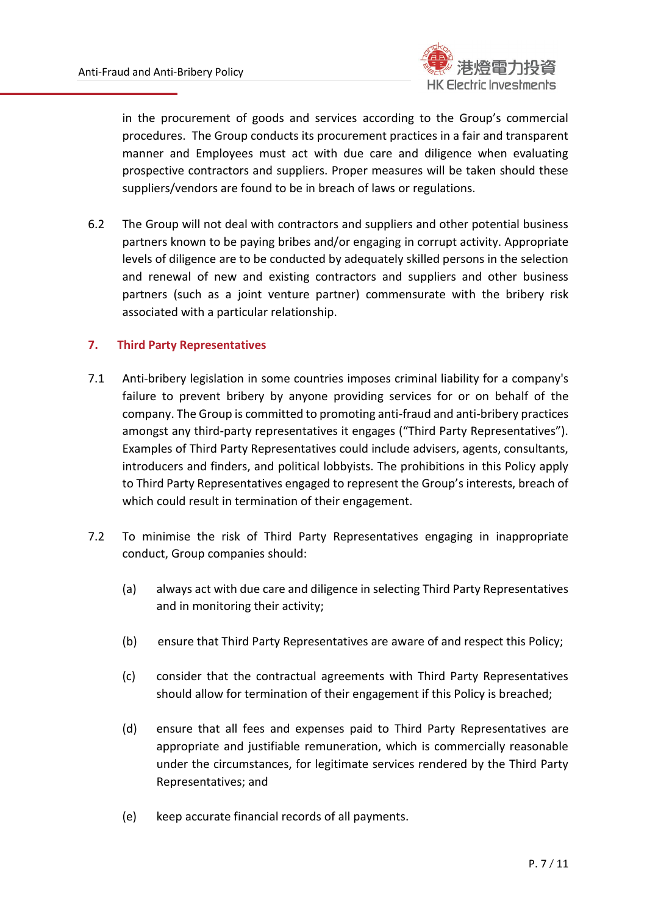in the procurement of goods and services according to the Group's commercial procedures. The Group conducts its procurement practices in a fair and transparent manner and Employees must act with due care and diligence when evaluating prospective contractors and suppliers. Proper measures will be taken should these suppliers/vendors are found to be in breach of laws or regulations.

6.2 The Group will not deal with contractors and suppliers and other potential business partners known to be paying bribes and/or engaging in corrupt activity. Appropriate levels of diligence are to be conducted by adequately skilled persons in the selection and renewal of new and existing contractors and suppliers and other business partners (such as a joint venture partner) commensurate with the bribery risk associated with a particular relationship.

## 7. Third Party Representatives

7.1 Anti-bribery legislation in some countries imposes criminal liability for a company's failure to prevent bribery by anyone providing services for or on behalf of the company. The Group is committed to promoting anti-fraud and anti-bribery practices amongst any third-party representatives it engages ("Third Party Representatives"). Examples of Third Party Representatives could include advisers, agents, consultants, introducers and finders, and political lobbyists. The prohibitions in this Policy apply to Third Party Representatives engaged to represent the Group's interests, breach of which could result in termination of their engagement.

7.2 To minimise the risk of Third Party Representatives engaging in inappropriate conduct, Group companies should:

(a) always act with due care and diligence in selecting Third Party Representatives and in monitoring their activity;

(b) ensure that Third Party Representatives are aware of and respect this Policy;

(c) consider that the contractual agreements with Third Party Representatives should allow for termination of their engagement if this Policy is breached;

(d) ensure that all fees and expenses paid to Third Party Representatives are appropriate and justifiable remuneration, which is commercially reasonable under the circumstances, for legitimate services rendered by the Third Party Representatives; and

(e) keep accurate financial records of all payments.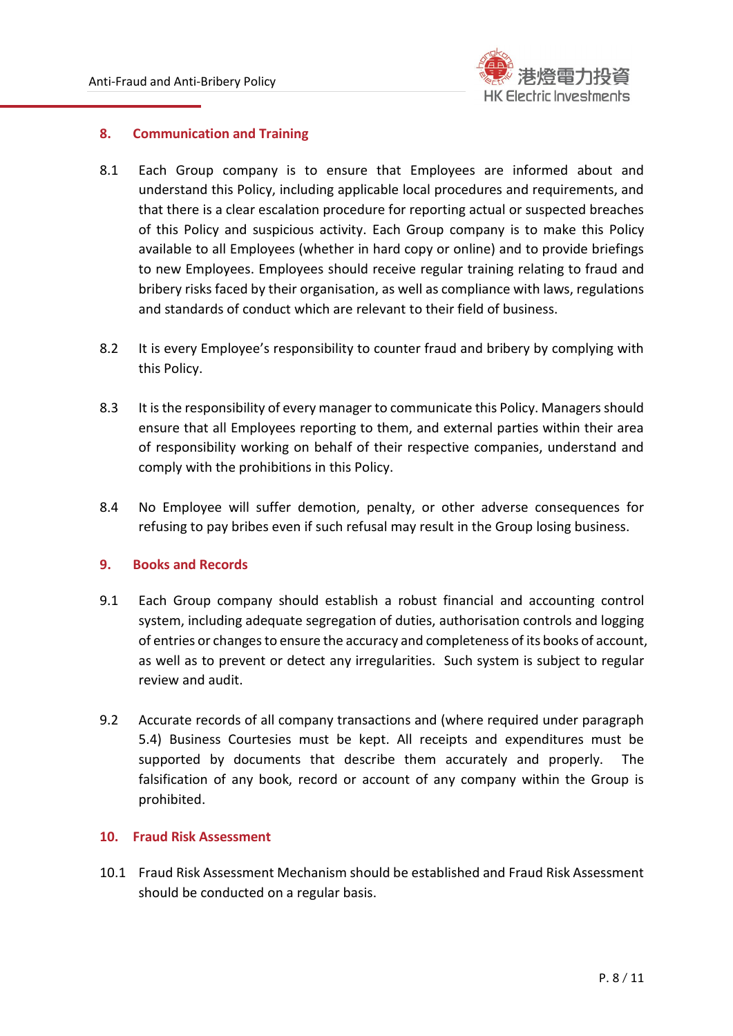## 8. Communication and Training

8.1 Each Group company is to ensure that Employees are informed about and understand this Policy, including applicable local procedures and requirements, and that there is a clear escalation procedure for reporting actual or suspected breaches of this Policy and suspicious activity. Each Group company is to make this Policy available to all Employees (whether in hard copy or online) and to provide briefings to new Employees. Employees should receive regular training relating to fraud and bribery risks faced by their organisation, as well as compliance with laws, regulations and standards of conduct which are relevant to their field of business.

8.2 It is every Employee's responsibility to counter fraud and bribery by complying with this Policy.

8.3 It is the responsibility of every manager to communicate this Policy. Managers should ensure that all Employees reporting to them, and external parties within their area of responsibility working on behalf of their respective companies, understand and comply with the prohibitions in this Policy.

8.4 No Employee will suffer demotion, penalty, or other adverse consequences for refusing to pay bribes even if such refusal may result in the Group losing business.

## 9. Books and Records

9.1 Each Group company should establish a robust financial and accounting control system, including adequate segregation of duties, authorisation controls and logging of entries or changes to ensure the accuracy and completeness of its books of account, as well as to prevent or detect any irregularities. Such system is subject to regular review and audit.

9.2 Accurate records of all company transactions and (where required under paragraph 5.4) Business Courtesies must be kept. All receipts and expenditures must be supported by documents that describe them accurately and properly. The falsification of any book, record or account of any company within the Group is prohibited.

## 10. Fraud Risk Assessment

10.1 Fraud Risk Assessment Mechanism should be established and Fraud Risk Assessment should be conducted on a regular basis.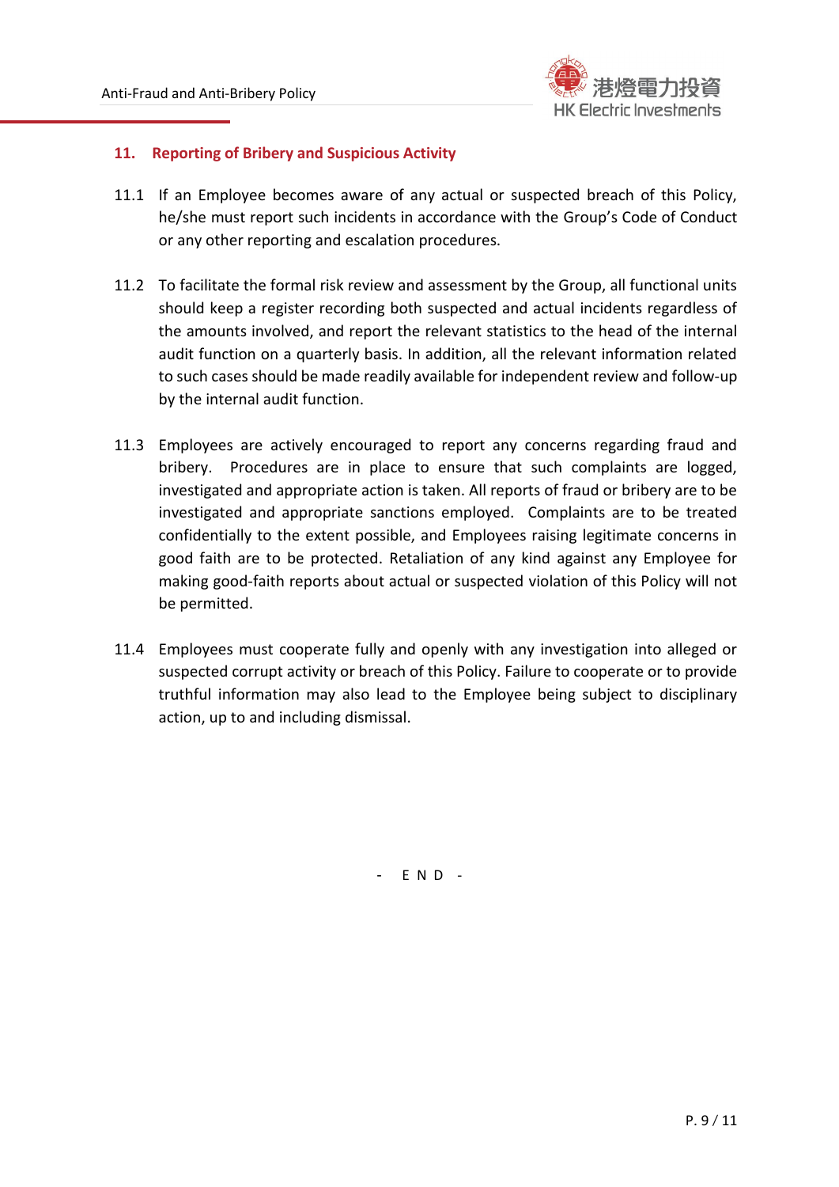## 11. Reporting of Bribery and Suspicious Activity

11.1 If an Employee becomes aware of any actual or suspected breach of this Policy, he/she must report such incidents in accordance with the Group's Code of Conduct or any other reporting and escalation procedures.

11.2 To facilitate the formal risk review and assessment by the Group, all functional units should keep a register recording both suspected and actual incidents regardless of the amounts involved, and report the relevant statistics to the head of the internal audit function on a quarterly basis. In addition, all the relevant information related to such cases should be made readily available for independent review and follow-up by the internal audit function.

11.3 Employees are actively encouraged to report any concerns regarding fraud and bribery. Procedures are in place to ensure that such complaints are logged, investigated and appropriate action is taken. All reports of fraud or bribery are to be investigated and appropriate sanctions employed. Complaints are to be treated confidentially to the extent possible, and Employees raising legitimate concerns in good faith are to be protected. Retaliation of any kind against any Employee for making good-faith reports about actual or suspected violation of this Policy will not be permitted.

11.4 Employees must cooperate fully and openly with any investigation into alleged or suspected corrupt activity or breach of this Policy. Failure to cooperate or to provide truthful information may also lead to the Employee being subject to disciplinary action, up to and including dismissal.

- END -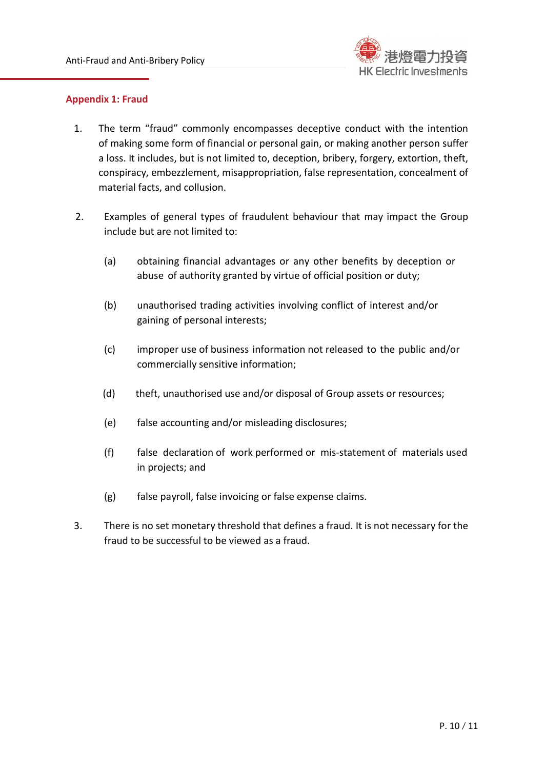## Appendix 1: Fraud

1. The term "fraud" commonly encompasses deceptive conduct with the intention of making some form of financial or personal gain, or making another person suffer a loss. It includes, but is not limited to, deception, bribery, forgery, extortion, theft, conspiracy, embezzlement, misappropriation, false representation, concealment of material facts, and collusion.

2. Examples of general types of fraudulent behaviour that may impact the Group include but are not limited to:

   (a) obtaining financial advantages or any other benefits by deception or abuse of authority granted by virtue of official position or duty;

   (b) unauthorised trading activities involving conflict of interest and/or gaining of personal interests;

   (c) improper use of business information not released to the public and/or commercially sensitive information;

   (d) theft, unauthorised use and/or disposal of Group assets or resources;

   (e) false accounting and/or misleading disclosures;

   (f) false declaration of work performed or mis-statement of materials used in projects; and

   (g) false payroll, false invoicing or false expense claims.

3. There is no set monetary threshold that defines a fraud. It is not necessary for the fraud to be successful to be viewed as a fraud.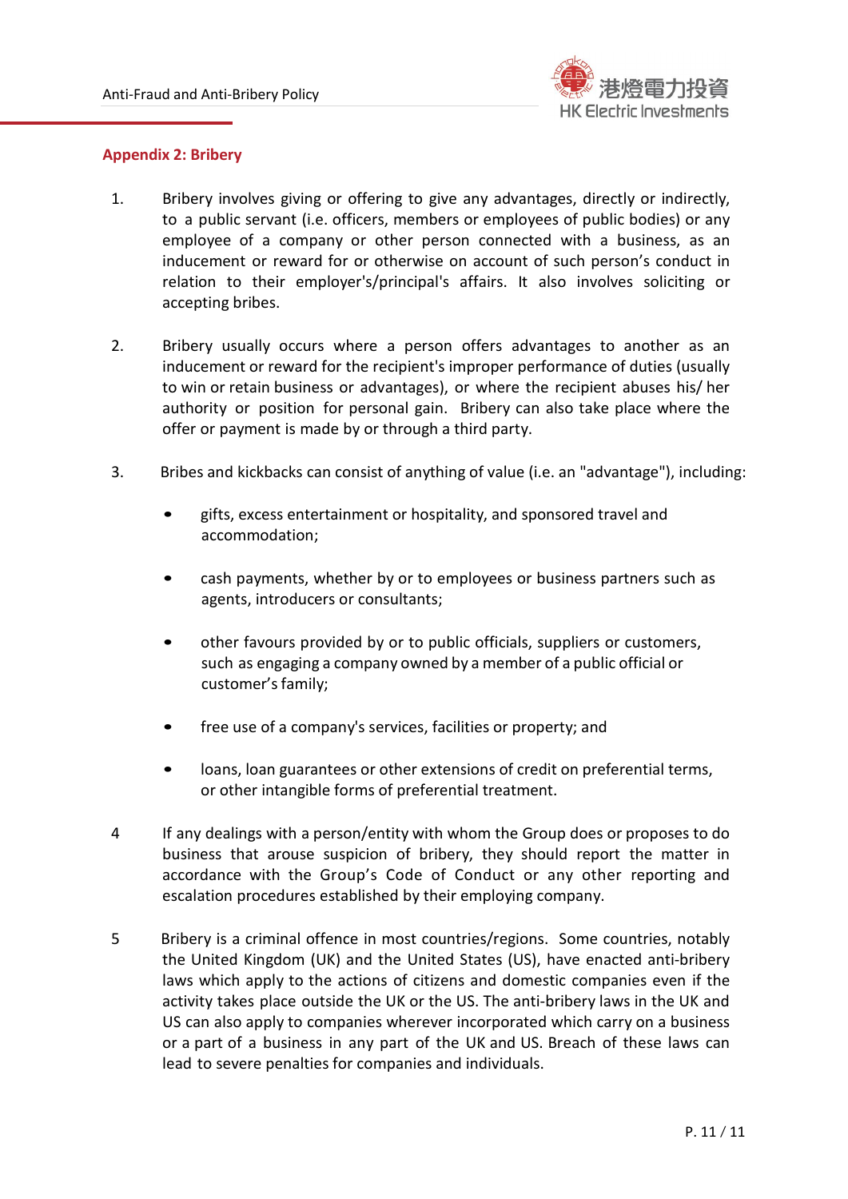## Appendix 2: Bribery

1. Bribery involves giving or offering to give any advantages, directly or indirectly, to a public servant (i.e. officers, members or employees of public bodies) or any employee of a company or other person connected with a business, as an inducement or reward for or otherwise on account of such person's conduct in relation to their employer's/principal's affairs. It also involves soliciting or accepting bribes.

2. Bribery usually occurs where a person offers advantages to another as an inducement or reward for the recipient's improper performance of duties (usually to win or retain business or advantages), or where the recipient abuses his/ her authority or position for personal gain. Bribery can also take place where the offer or payment is made by or through a third party.

3. Bribes and kickbacks can consist of anything of value (i.e. an "advantage"), including:

   - gifts, excess entertainment or hospitality, and sponsored travel and accommodation;
   - cash payments, whether by or to employees or business partners such as agents, introducers or consultants;
   - other favours provided by or to public officials, suppliers or customers, such as engaging a company owned by a member of a public official or customer's family;
   - free use of a company's services, facilities or property; and
   - loans, loan guarantees or other extensions of credit on preferential terms, or other intangible forms of preferential treatment.

4. If any dealings with a person/entity with whom the Group does or proposes to do business that arouse suspicion of bribery, they should report the matter in accordance with the Group's Code of Conduct or any other reporting and escalation procedures established by their employing company.

5. Bribery is a criminal offence in most countries/regions. Some countries, notably the United Kingdom (UK) and the United States (US), have enacted anti-bribery laws which apply to the actions of citizens and domestic companies even if the activity takes place outside the UK or the US. The anti-bribery laws in the UK and US can also apply to companies wherever incorporated which carry on a business or a part of a business in any part of the UK and US. Breach of these laws can lead to severe penalties for companies and individuals.